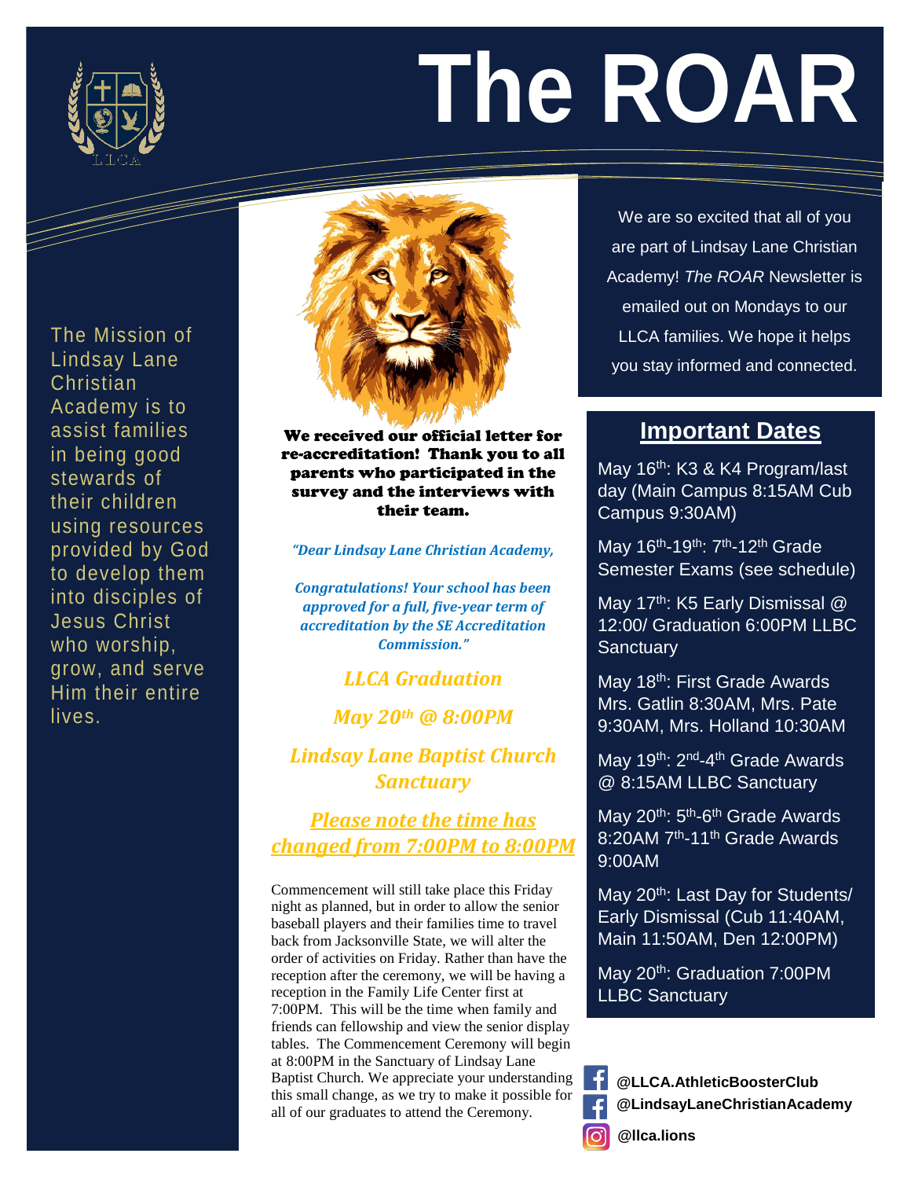# The ROAR

The Mission of Lindsay Lane Christian Academy is to assist families in being good stewards of their children using resources provided by God to develop them into disciples of Jesus Christ who worship, grow, and serve Him their entire lives.

**We received our official letter for re-accreditation! Thank you to all parents who participated in the survey and the interviews with their team.**

***"Dear Lindsay Lane Christian Academy,***

***Congratulations! Your school has been approved for a full, five-year term of accreditation by the SE Accreditation Commission."***

***LLCA Graduation***

***May 20th @ 8:00PM***

***Lindsay Lane Baptist Church Sanctuary***

***Please note the time has changed from 7:00PM to 8:00PM***

Commencement will still take place this Friday night as planned, but in order to allow the senior baseball players and their families time to travel back from Jacksonville State, we will alter the order of activities on Friday. Rather than have the reception after the ceremony, we will be having a reception in the Family Life Center first at 7:00PM. This will be the time when family and friends can fellowship and view the senior display tables. The Commencement Ceremony will begin at 8:00PM in the Sanctuary of Lindsay Lane Baptist Church. We appreciate your understanding this small change, as we try to make it possible for all of our graduates to attend the Ceremony.

We are so excited that all of you are part of Lindsay Lane Christian Academy! *The ROAR* Newsletter is emailed out on Mondays to our LLCA families. We hope it helps you stay informed and connected.

## Important Dates

May 16th: K3 & K4 Program/last day (Main Campus 8:15AM Cub Campus 9:30AM)

May 16th-19th: 7th-12th Grade Semester Exams (see schedule)

May 17th: K5 Early Dismissal @ 12:00/ Graduation 6:00PM LLBC Sanctuary

May 18th: First Grade Awards Mrs. Gatlin 8:30AM, Mrs. Pate 9:30AM, Mrs. Holland 10:30AM

May 19th: 2nd-4th Grade Awards @ 8:15AM LLBC Sanctuary

May 20th: 5th-6th Grade Awards 8:20AM 7th-11th Grade Awards 9:00AM

May 20th: Last Day for Students/ Early Dismissal (Cub 11:40AM, Main 11:50AM, Den 12:00PM)

May 20th: Graduation 7:00PM LLBC Sanctuary

**@LLCA.AthleticBoosterClub**

**@LindsayLaneChristianAcademy**

**@llca.lions**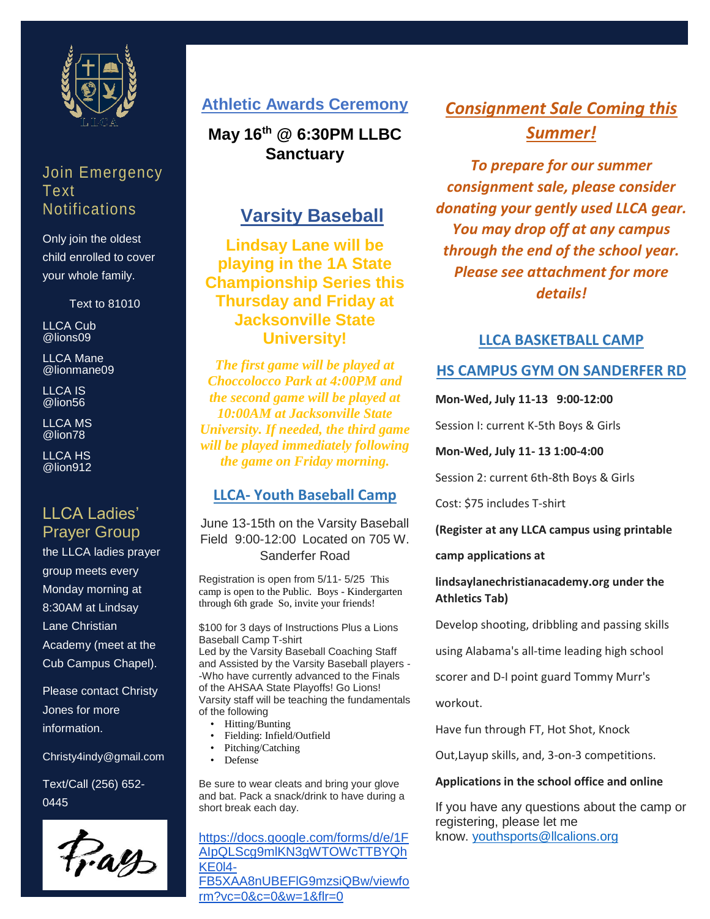## Join Emergency Text Notifications

Only join the oldest child enrolled to cover your whole family.

Text to 81010

LLCA Cub
@lions09

LLCA Mane
@lionmane09

LLCA IS
@lion56

LLCA MS
@lion78

LLCA HS
@lion912

## LLCA Ladies' Prayer Group

the LLCA ladies prayer group meets every Monday morning at 8:30AM at Lindsay Lane Christian Academy (meet at the Cub Campus Chapel).

Please contact Christy Jones for more information.

Christy4indy@gmail.com

Text/Call (256) 652-0445

Pray

## Athletic Awards Ceremony

**May 16th @ 6:30PM LLBC Sanctuary**

## Varsity Baseball

**Lindsay Lane will be playing in the 1A State Championship Series this Thursday and Friday at Jacksonville State University!**

***The first game will be played at Choccolocco Park at 4:00PM and the second game will be played at 10:00AM at Jacksonville State University. If needed, the third game will be played immediately following the game on Friday morning.***

## LLCA- Youth Baseball Camp

June 13-15th on the Varsity Baseball Field 9:00-12:00 Located on 705 W. Sanderfer Road

Registration is open from 5/11- 5/25 This camp is open to the Public. Boys - Kindergarten through 6th grade So, invite your friends!

$100 for 3 days of Instructions Plus a Lions Baseball Camp T-shirt
Led by the Varsity Baseball Coaching Staff and Assisted by the Varsity Baseball players --Who have currently advanced to the Finals of the AHSAA State Playoffs! Go Lions!
Varsity staff will be teaching the fundamentals of the following

- Hitting/Bunting
- Fielding: Infield/Outfield
- Pitching/Catching
- Defense

Be sure to wear cleats and bring your glove and bat. Pack a snack/drink to have during a short break each day.

https://docs.google.com/forms/d/e/1FAIpQLScg9mlKN3gWTOWcTTBYQhKE0l4-FB5XAA8nUBEFlG9mzsiQBw/viewform?vc=0&c=0&w=1&flr=0

## Consignment Sale Coming this Summer!

***To prepare for our summer consignment sale, please consider donating your gently used LLCA gear. You may drop off at any campus through the end of the school year. Please see attachment for more details!***

## LLCA BASKETBALL CAMP

## HS CAMPUS GYM ON SANDERFER RD

**Mon-Wed, July 11-13 9:00-12:00**

Session I: current K-5th Boys & Girls

**Mon-Wed, July 11- 13 1:00-4:00**

Session 2: current 6th-8th Boys & Girls

Cost: $75 includes T-shirt

**(Register at any LLCA campus using printable camp applications at lindsaylanechristianacademy.org under the Athletics Tab)**

Develop shooting, dribbling and passing skills using Alabama's all-time leading high school scorer and D-I point guard Tommy Murr's workout.

Have fun through FT, Hot Shot, Knock Out,Layup skills, and, 3-on-3 competitions.

**Applications in the school office and online**

If you have any questions about the camp or registering, please let me know. youthsports@llcalions.org